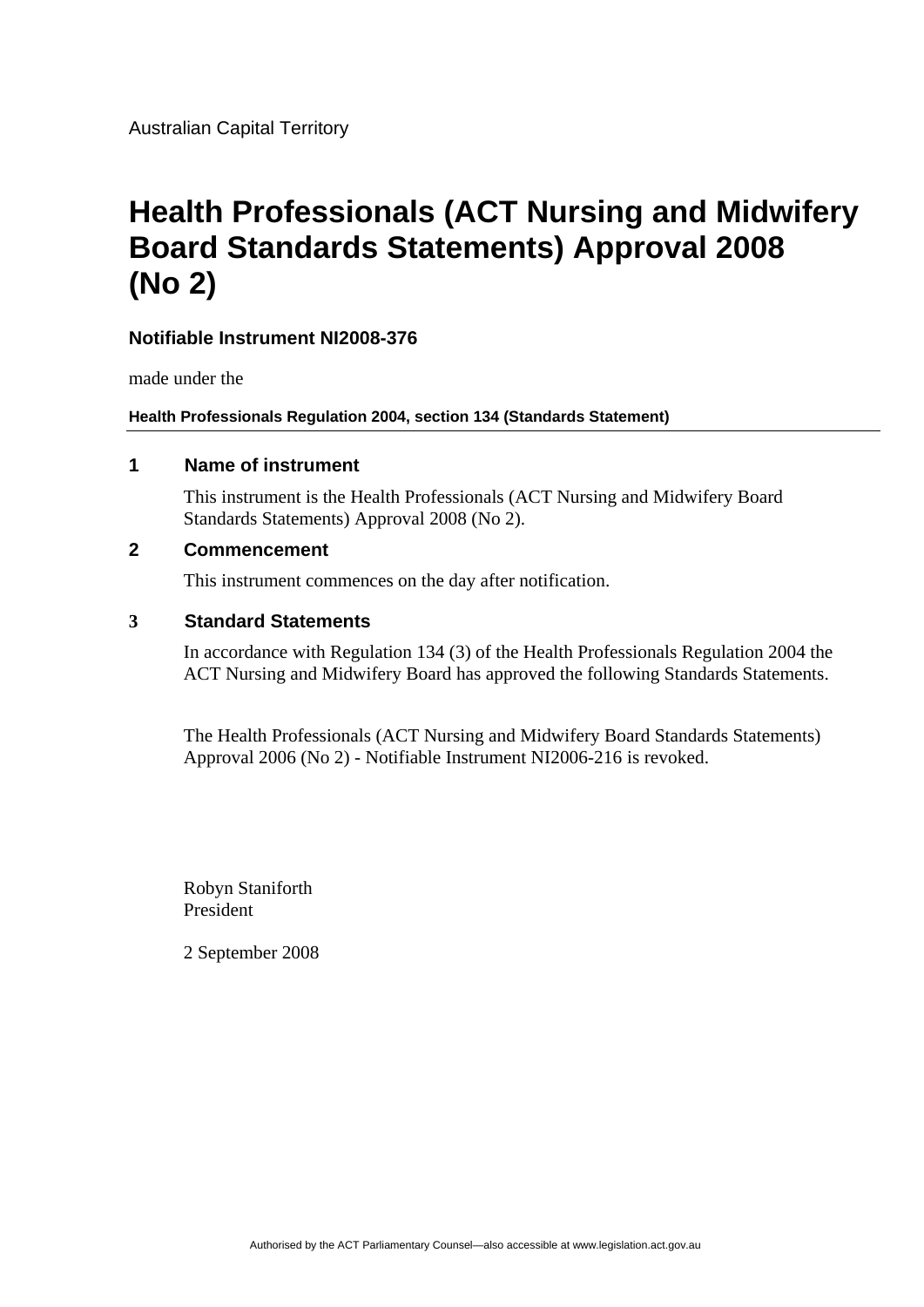Australian Capital Territory

# Health Professionals (ACT Nursing and Midwifery Board Standards Statements) Approval 2008 (No 2)

**Notifiable Instrument NI2008-376**

made under the

**Health Professionals Regulation 2004, section 134 (Standards Statement)**

## 1 Name of instrument

This instrument is the Health Professionals (ACT Nursing and Midwifery Board Standards Statements) Approval 2008 (No 2).

## 2 Commencement

This instrument commences on the day after notification.

## 3 Standard Statements

In accordance with Regulation 134 (3) of the Health Professionals Regulation 2004 the ACT Nursing and Midwifery Board has approved the following Standards Statements.

The Health Professionals (ACT Nursing and Midwifery Board Standards Statements) Approval 2006 (No 2) - Notifiable Instrument NI2006-216 is revoked.

Robyn Staniforth
President

2 September 2008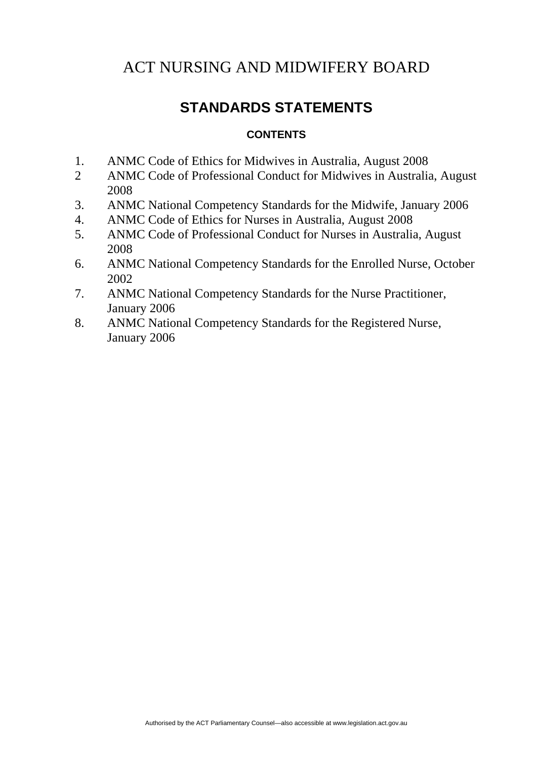# ACT NURSING AND MIDWIFERY BOARD

## STANDARDS STATEMENTS

### CONTENTS

1. ANMC Code of Ethics for Midwives in Australia, August 2008
2. ANMC Code of Professional Conduct for Midwives in Australia, August 2008
3. ANMC National Competency Standards for the Midwife, January 2006
4. ANMC Code of Ethics for Nurses in Australia, August 2008
5. ANMC Code of Professional Conduct for Nurses in Australia, August 2008
6. ANMC National Competency Standards for the Enrolled Nurse, October 2002
7. ANMC National Competency Standards for the Nurse Practitioner, January 2006
8. ANMC National Competency Standards for the Registered Nurse, January 2006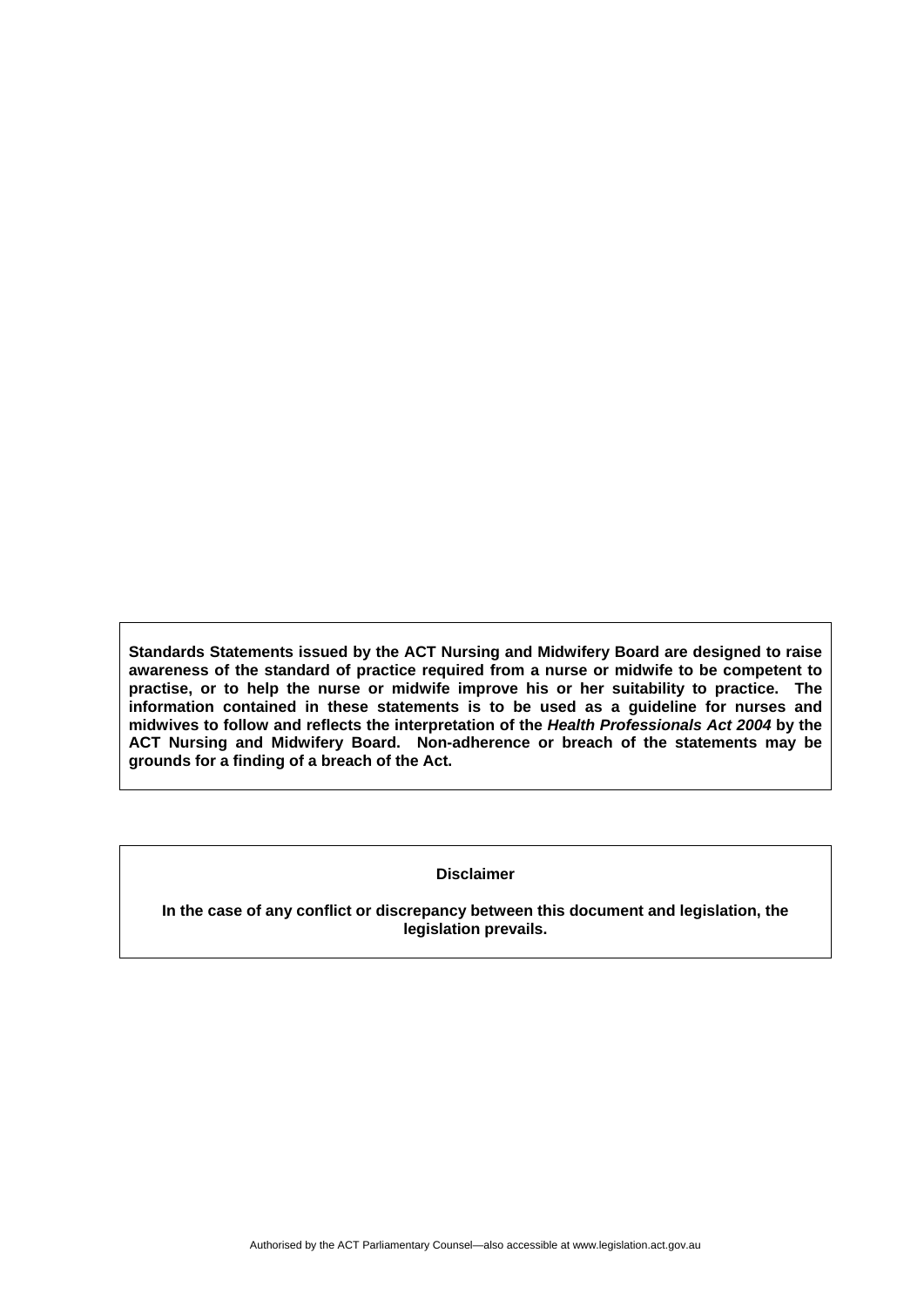**Standards Statements issued by the ACT Nursing and Midwifery Board are designed to raise awareness of the standard of practice required from a nurse or midwife to be competent to practise, or to help the nurse or midwife improve his or her suitability to practice. The information contained in these statements is to be used as a guideline for nurses and midwives to follow and reflects the interpretation of the *Health Professionals Act 2004* by the ACT Nursing and Midwifery Board. Non-adherence or breach of the statements may be grounds for a finding of a breach of the Act.**

**Disclaimer**

**In the case of any conflict or discrepancy between this document and legislation, the legislation prevails.**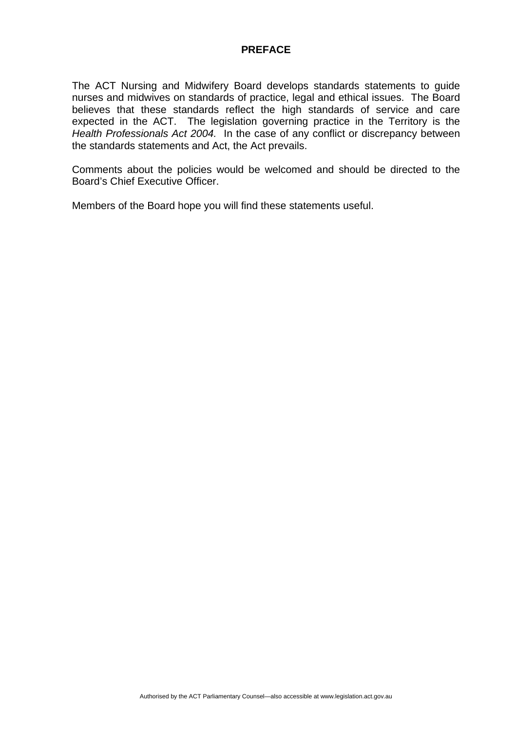# PREFACE

The ACT Nursing and Midwifery Board develops standards statements to guide nurses and midwives on standards of practice, legal and ethical issues. The Board believes that these standards reflect the high standards of service and care expected in the ACT. The legislation governing practice in the Territory is the *Health Professionals Act 2004.* In the case of any conflict or discrepancy between the standards statements and Act, the Act prevails.

Comments about the policies would be welcomed and should be directed to the Board's Chief Executive Officer.

Members of the Board hope you will find these statements useful.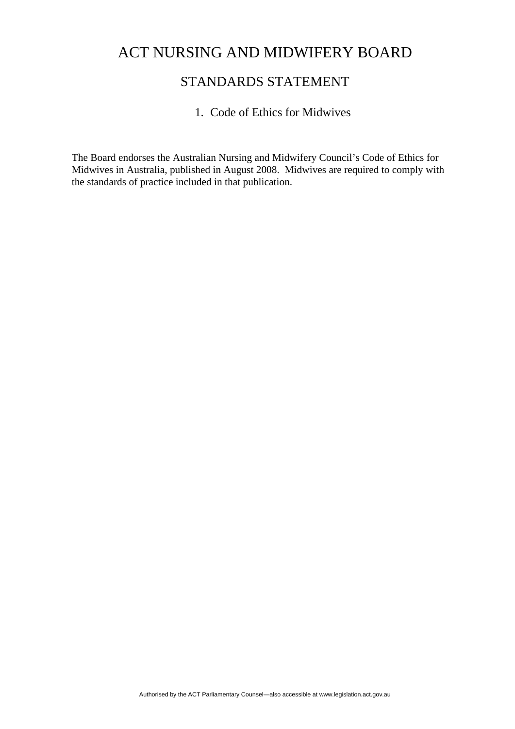# ACT NURSING AND MIDWIFERY BOARD

## STANDARDS STATEMENT

### 1. Code of Ethics for Midwives

The Board endorses the Australian Nursing and Midwifery Council's Code of Ethics for Midwives in Australia, published in August 2008. Midwives are required to comply with the standards of practice included in that publication.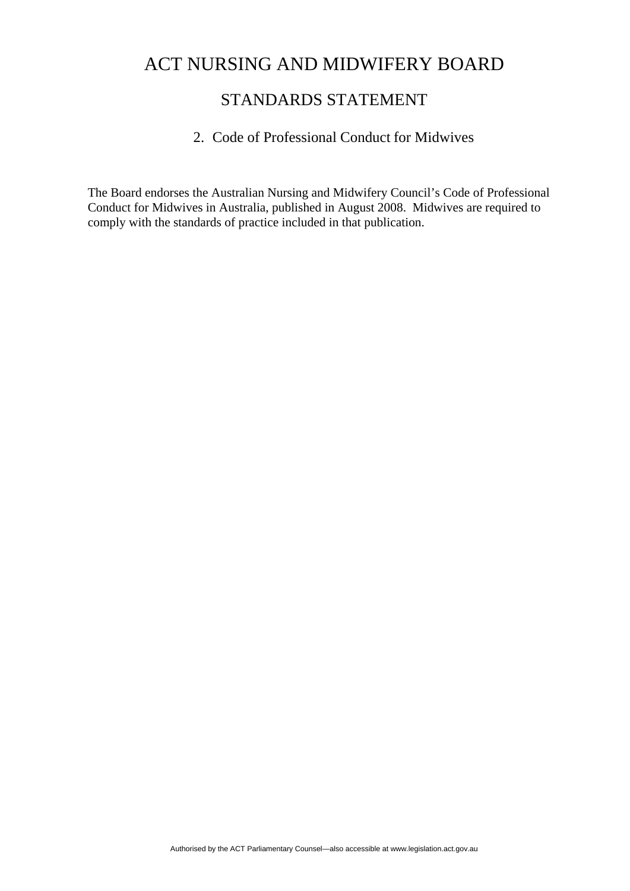# ACT NURSING AND MIDWIFERY BOARD

## STANDARDS STATEMENT

### 2. Code of Professional Conduct for Midwives

The Board endorses the Australian Nursing and Midwifery Council's Code of Professional Conduct for Midwives in Australia, published in August 2008. Midwives are required to comply with the standards of practice included in that publication.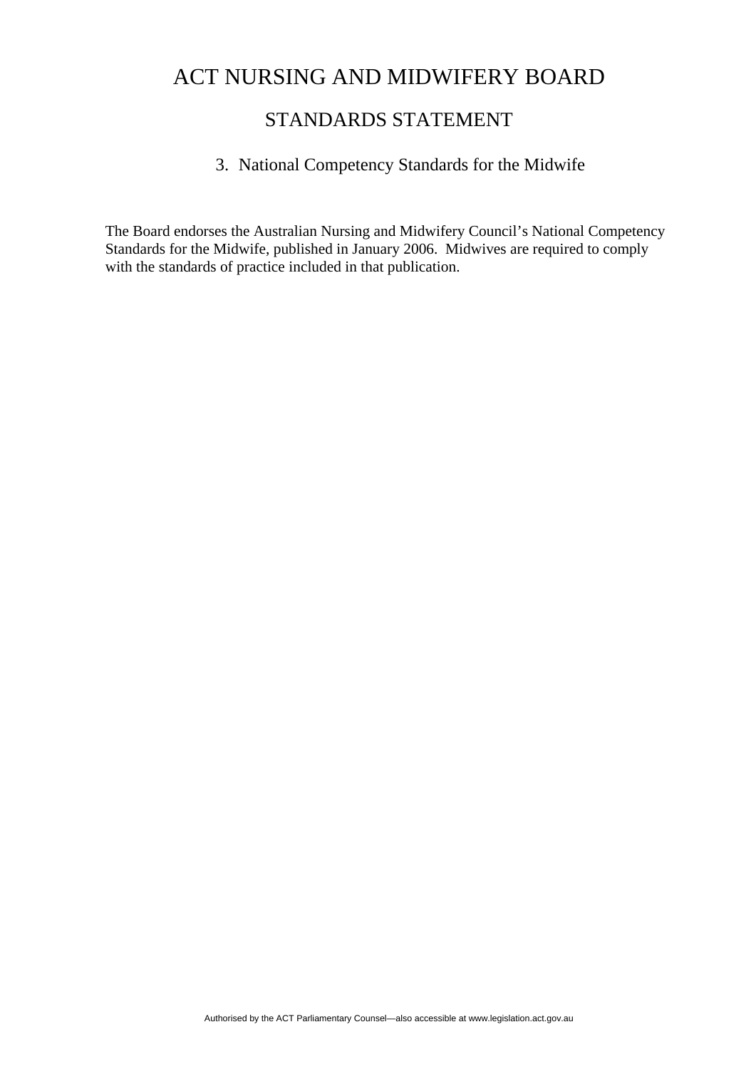# ACT NURSING AND MIDWIFERY BOARD

## STANDARDS STATEMENT

### 3. National Competency Standards for the Midwife

The Board endorses the Australian Nursing and Midwifery Council's National Competency Standards for the Midwife, published in January 2006. Midwives are required to comply with the standards of practice included in that publication.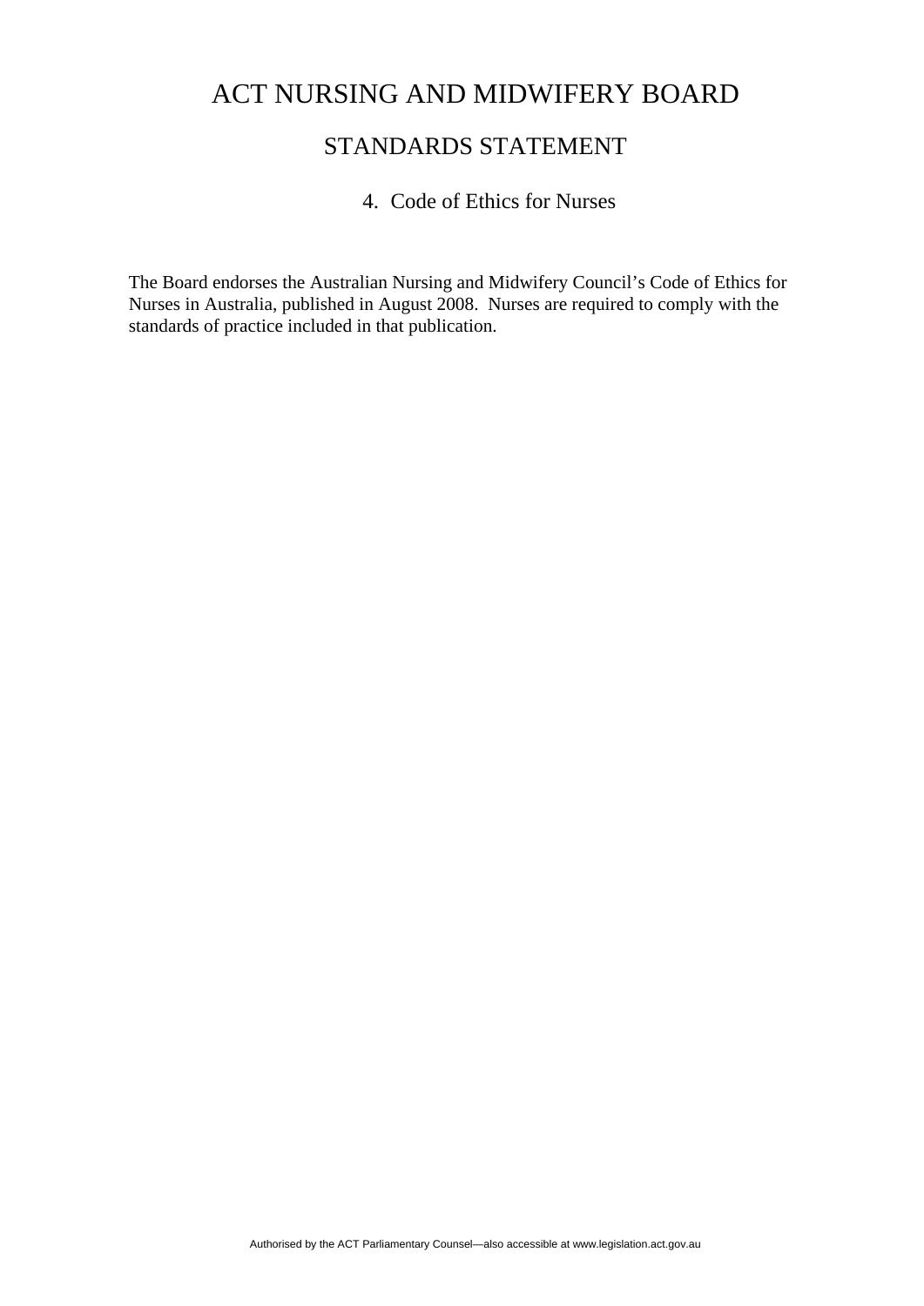# ACT NURSING AND MIDWIFERY BOARD

## STANDARDS STATEMENT

### 4. Code of Ethics for Nurses

The Board endorses the Australian Nursing and Midwifery Council's Code of Ethics for Nurses in Australia, published in August 2008. Nurses are required to comply with the standards of practice included in that publication.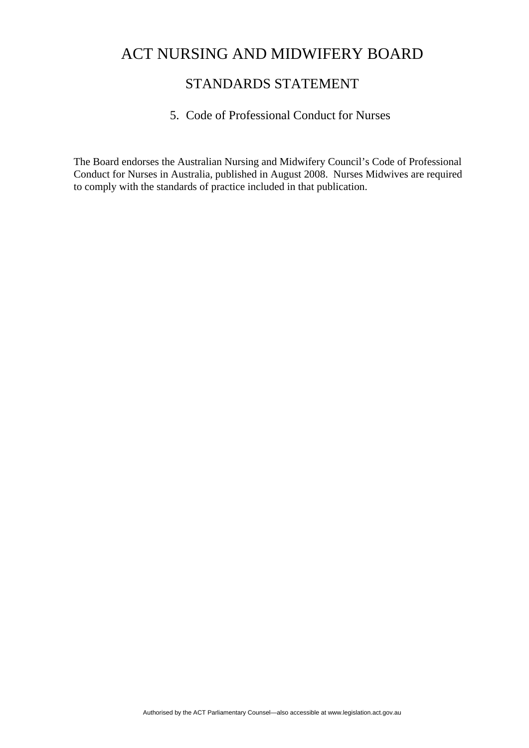# ACT NURSING AND MIDWIFERY BOARD

## STANDARDS STATEMENT

### 5. Code of Professional Conduct for Nurses

The Board endorses the Australian Nursing and Midwifery Council's Code of Professional Conduct for Nurses in Australia, published in August 2008. Nurses Midwives are required to comply with the standards of practice included in that publication.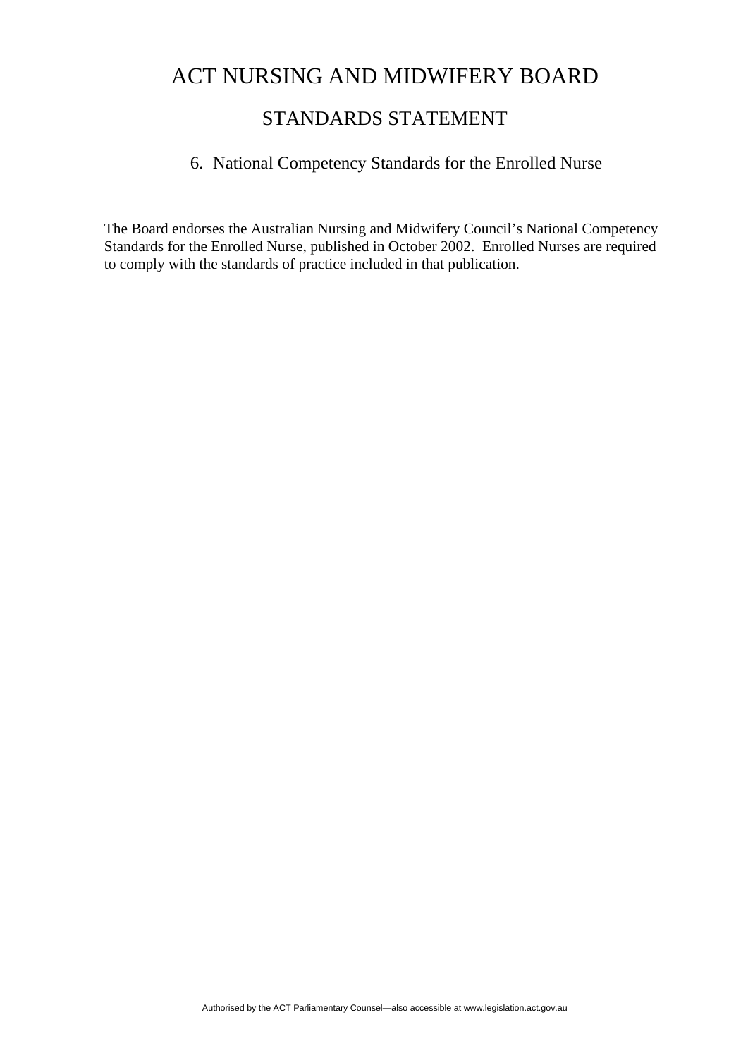# ACT NURSING AND MIDWIFERY BOARD

## STANDARDS STATEMENT

### 6. National Competency Standards for the Enrolled Nurse

The Board endorses the Australian Nursing and Midwifery Council's National Competency Standards for the Enrolled Nurse, published in October 2002. Enrolled Nurses are required to comply with the standards of practice included in that publication.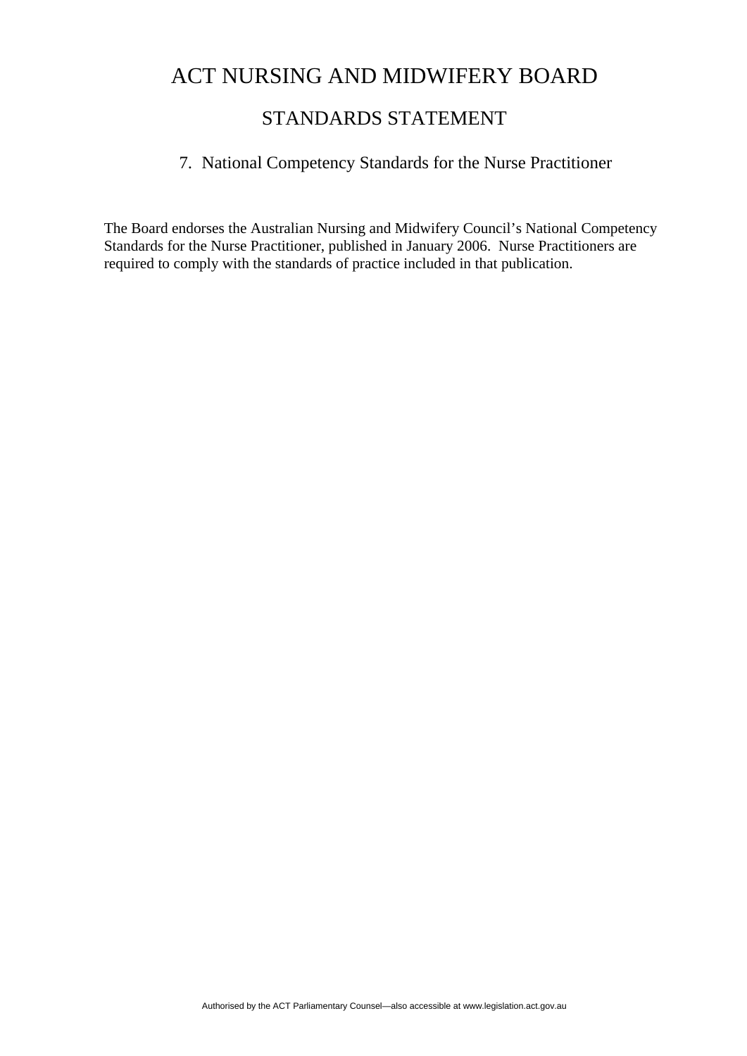# ACT NURSING AND MIDWIFERY BOARD

## STANDARDS STATEMENT

### 7. National Competency Standards for the Nurse Practitioner

The Board endorses the Australian Nursing and Midwifery Council's National Competency Standards for the Nurse Practitioner, published in January 2006. Nurse Practitioners are required to comply with the standards of practice included in that publication.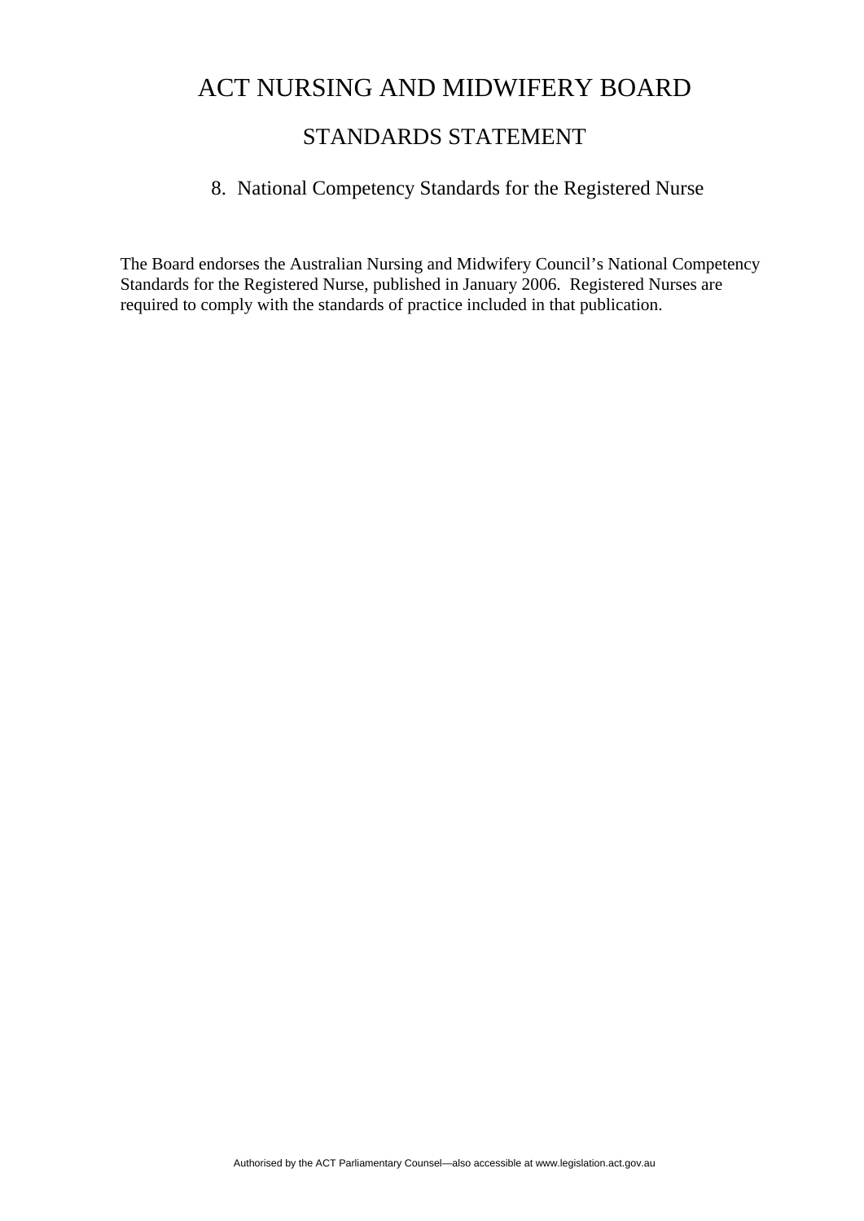# ACT NURSING AND MIDWIFERY BOARD

## STANDARDS STATEMENT

### 8. National Competency Standards for the Registered Nurse

The Board endorses the Australian Nursing and Midwifery Council's National Competency Standards for the Registered Nurse, published in January 2006. Registered Nurses are required to comply with the standards of practice included in that publication.